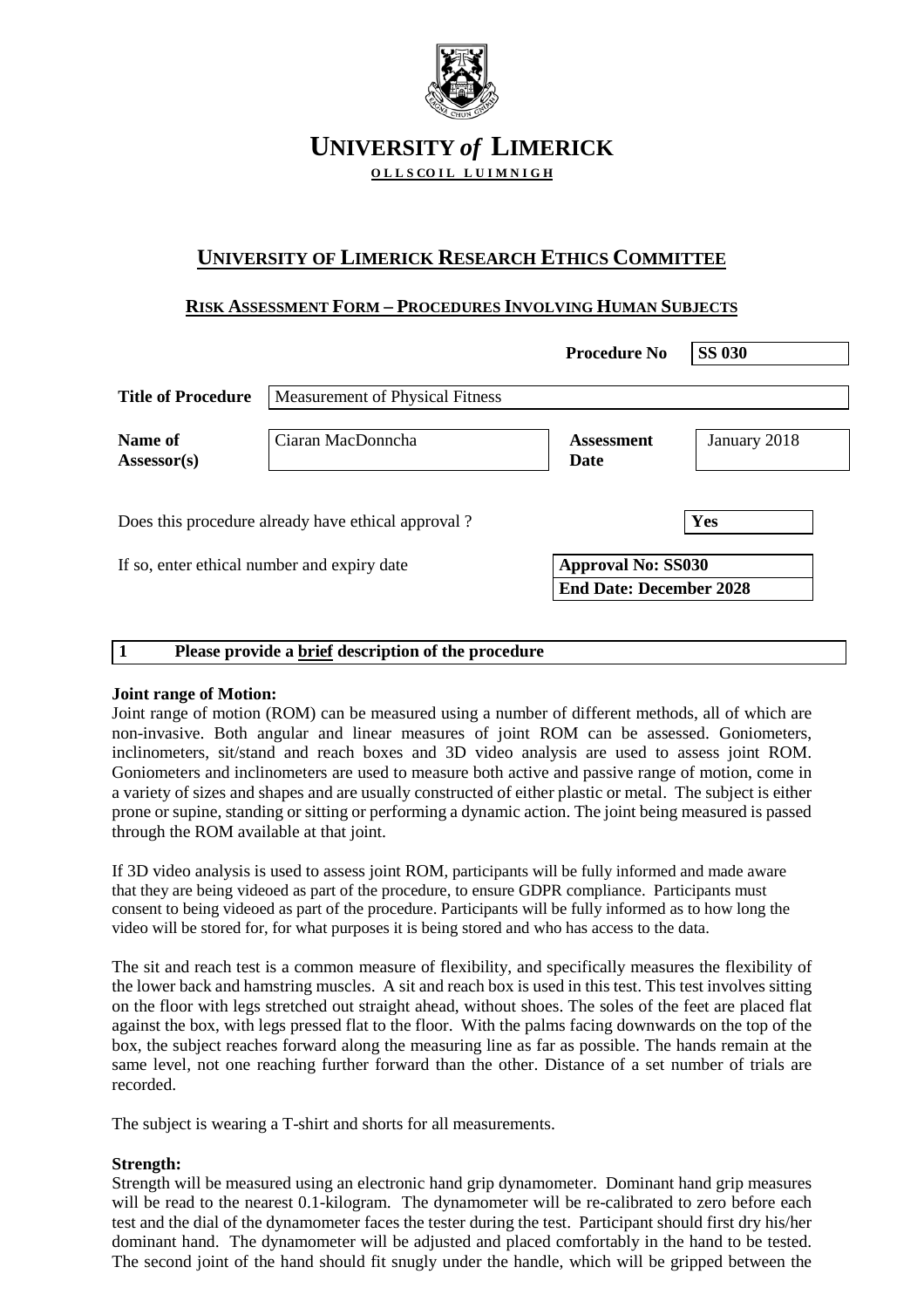# UNIVERSITY *of* LIMERICK

**OLLSCOIL LUIMNIGH**

## UNIVERSITY OF LIMERICK RESEARCH ETHICS COMMITTEE

### RISK ASSESSMENT FORM – PROCEDURES INVOLVING HUMAN SUBJECTS

| | | | |
|---|---|---|---|
| | | **Procedure No** | **SS 030** |
| **Title of Procedure** | Measurement of Physical Fitness | | |
| **Name of Assessor(s)** | Ciaran MacDonncha | **Assessment Date** | January 2018 |

Does this procedure already have ethical approval ? **Yes**

If so, enter ethical number and expiry date

**Approval No: SS030**
**End Date: December 2028**

**1 Please provide a brief description of the procedure**

**Joint range of Motion:**

Joint range of motion (ROM) can be measured using a number of different methods, all of which are non-invasive. Both angular and linear measures of joint ROM can be assessed. Goniometers, inclinometers, sit/stand and reach boxes and 3D video analysis are used to assess joint ROM. Goniometers and inclinometers are used to measure both active and passive range of motion, come in a variety of sizes and shapes and are usually constructed of either plastic or metal. The subject is either prone or supine, standing or sitting or performing a dynamic action. The joint being measured is passed through the ROM available at that joint.

If 3D video analysis is used to assess joint ROM, participants will be fully informed and made aware that they are being videoed as part of the procedure, to ensure GDPR compliance. Participants must consent to being videoed as part of the procedure. Participants will be fully informed as to how long the video will be stored for, for what purposes it is being stored and who has access to the data.

The sit and reach test is a common measure of flexibility, and specifically measures the flexibility of the lower back and hamstring muscles. A sit and reach box is used in this test. This test involves sitting on the floor with legs stretched out straight ahead, without shoes. The soles of the feet are placed flat against the box, with legs pressed flat to the floor. With the palms facing downwards on the top of the box, the subject reaches forward along the measuring line as far as possible. The hands remain at the same level, not one reaching further forward than the other. Distance of a set number of trials are recorded.

The subject is wearing a T-shirt and shorts for all measurements.

**Strength:**

Strength will be measured using an electronic hand grip dynamometer. Dominant hand grip measures will be read to the nearest 0.1-kilogram. The dynamometer will be re-calibrated to zero before each test and the dial of the dynamometer faces the tester during the test. Participant should first dry his/her dominant hand. The dynamometer will be adjusted and placed comfortably in the hand to be tested. The second joint of the hand should fit snugly under the handle, which will be gripped between the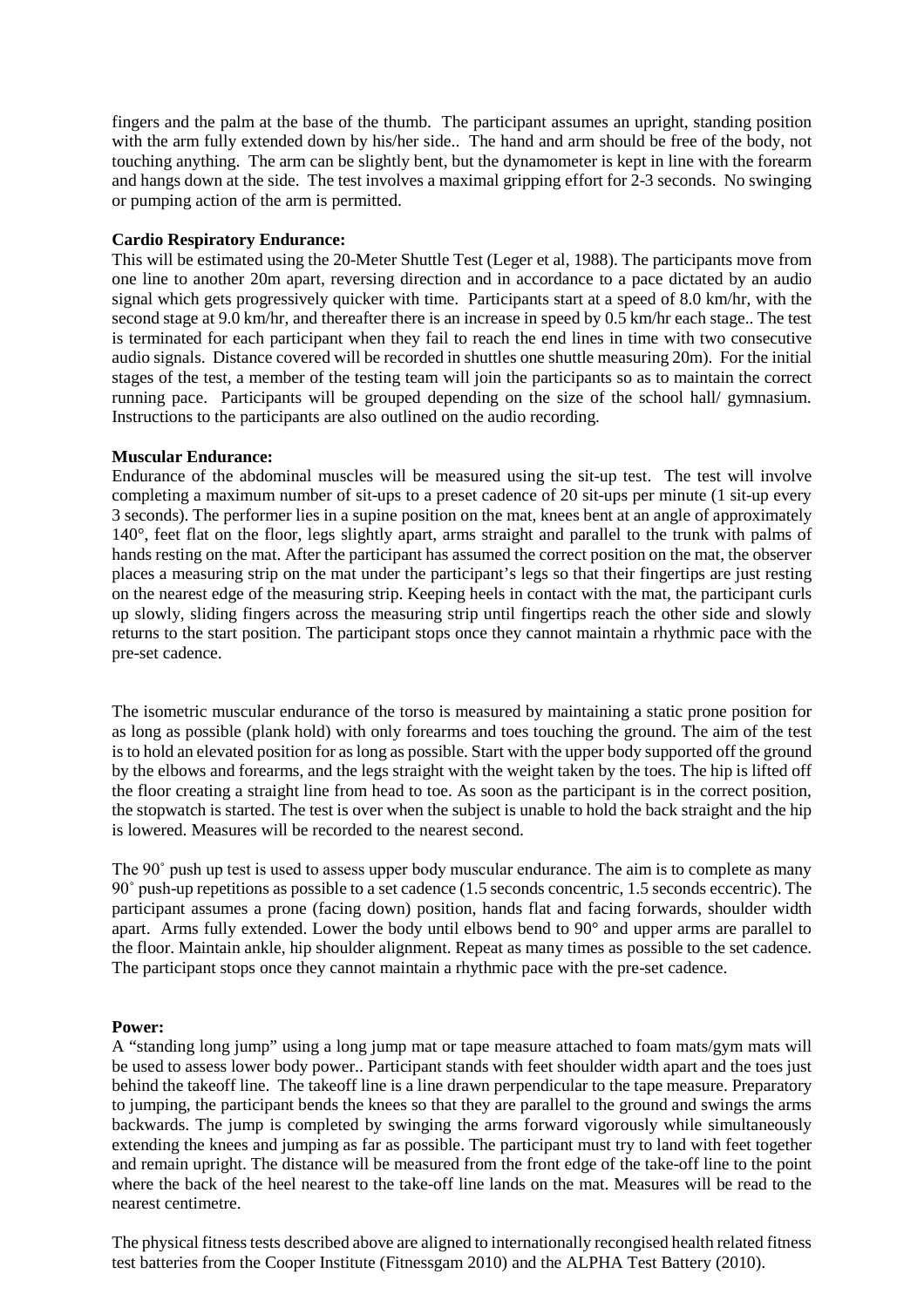fingers and the palm at the base of the thumb. The participant assumes an upright, standing position with the arm fully extended down by his/her side.. The hand and arm should be free of the body, not touching anything. The arm can be slightly bent, but the dynamometer is kept in line with the forearm and hangs down at the side. The test involves a maximal gripping effort for 2-3 seconds. No swinging or pumping action of the arm is permitted.

**Cardio Respiratory Endurance:**
This will be estimated using the 20-Meter Shuttle Test (Leger et al, 1988). The participants move from one line to another 20m apart, reversing direction and in accordance to a pace dictated by an audio signal which gets progressively quicker with time. Participants start at a speed of 8.0 km/hr, with the second stage at 9.0 km/hr, and thereafter there is an increase in speed by 0.5 km/hr each stage.. The test is terminated for each participant when they fail to reach the end lines in time with two consecutive audio signals. Distance covered will be recorded in shuttles one shuttle measuring 20m). For the initial stages of the test, a member of the testing team will join the participants so as to maintain the correct running pace. Participants will be grouped depending on the size of the school hall/ gymnasium. Instructions to the participants are also outlined on the audio recording.

**Muscular Endurance:**
Endurance of the abdominal muscles will be measured using the sit-up test. The test will involve completing a maximum number of sit-ups to a preset cadence of 20 sit-ups per minute (1 sit-up every 3 seconds). The performer lies in a supine position on the mat, knees bent at an angle of approximately 140°, feet flat on the floor, legs slightly apart, arms straight and parallel to the trunk with palms of hands resting on the mat. After the participant has assumed the correct position on the mat, the observer places a measuring strip on the mat under the participant's legs so that their fingertips are just resting on the nearest edge of the measuring strip. Keeping heels in contact with the mat, the participant curls up slowly, sliding fingers across the measuring strip until fingertips reach the other side and slowly returns to the start position. The participant stops once they cannot maintain a rhythmic pace with the pre-set cadence.

The isometric muscular endurance of the torso is measured by maintaining a static prone position for as long as possible (plank hold) with only forearms and toes touching the ground. The aim of the test is to hold an elevated position for as long as possible. Start with the upper body supported off the ground by the elbows and forearms, and the legs straight with the weight taken by the toes. The hip is lifted off the floor creating a straight line from head to toe. As soon as the participant is in the correct position, the stopwatch is started. The test is over when the subject is unable to hold the back straight and the hip is lowered. Measures will be recorded to the nearest second.

The 90˚ push up test is used to assess upper body muscular endurance. The aim is to complete as many 90˚ push-up repetitions as possible to a set cadence (1.5 seconds concentric, 1.5 seconds eccentric). The participant assumes a prone (facing down) position, hands flat and facing forwards, shoulder width apart. Arms fully extended. Lower the body until elbows bend to 90° and upper arms are parallel to the floor. Maintain ankle, hip shoulder alignment. Repeat as many times as possible to the set cadence. The participant stops once they cannot maintain a rhythmic pace with the pre-set cadence.

**Power:**
A "standing long jump" using a long jump mat or tape measure attached to foam mats/gym mats will be used to assess lower body power.. Participant stands with feet shoulder width apart and the toes just behind the takeoff line. The takeoff line is a line drawn perpendicular to the tape measure. Preparatory to jumping, the participant bends the knees so that they are parallel to the ground and swings the arms backwards. The jump is completed by swinging the arms forward vigorously while simultaneously extending the knees and jumping as far as possible. The participant must try to land with feet together and remain upright. The distance will be measured from the front edge of the take-off line to the point where the back of the heel nearest to the take-off line lands on the mat. Measures will be read to the nearest centimetre.

The physical fitness tests described above are aligned to internationally recongised health related fitness test batteries from the Cooper Institute (Fitnessgam 2010) and the ALPHA Test Battery (2010).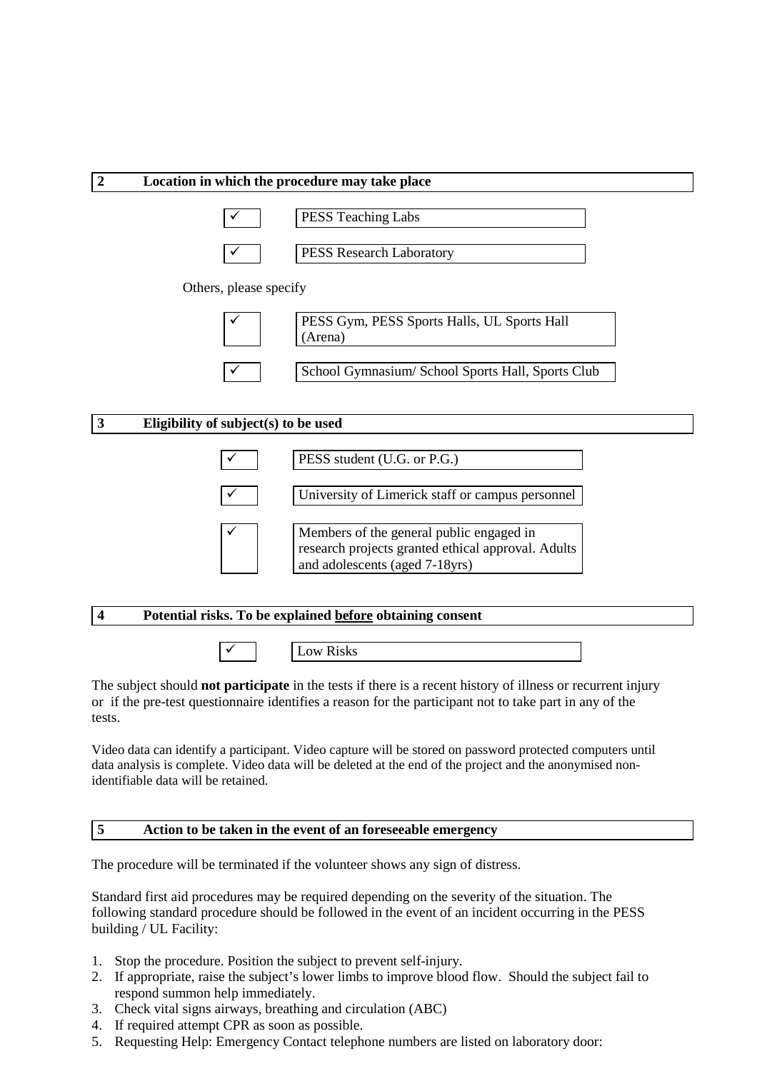## 2 Location in which the procedure may take place

- ✓ PESS Teaching Labs
- ✓ PESS Research Laboratory

Others, please specify

- ✓ PESS Gym, PESS Sports Halls, UL Sports Hall (Arena)
- ✓ School Gymnasium/ School Sports Hall, Sports Club

## 3 Eligibility of subject(s) to be used

- ✓ PESS student (U.G. or P.G.)
- ✓ University of Limerick staff or campus personnel
- ✓ Members of the general public engaged in research projects granted ethical approval. Adults and adolescents (aged 7-18yrs)

## 4 Potential risks. To be explained <u>before</u> obtaining consent

- ✓ Low Risks

The subject should **not participate** in the tests if there is a recent history of illness or recurrent injury or if the pre-test questionnaire identifies a reason for the participant not to take part in any of the tests.

Video data can identify a participant. Video capture will be stored on password protected computers until data analysis is complete. Video data will be deleted at the end of the project and the anonymised non-identifiable data will be retained.

## 5 Action to be taken in the event of an foreseeable emergency

The procedure will be terminated if the volunteer shows any sign of distress.

Standard first aid procedures may be required depending on the severity of the situation. The following standard procedure should be followed in the event of an incident occurring in the PESS building / UL Facility:

1. Stop the procedure. Position the subject to prevent self-injury.
2. If appropriate, raise the subject's lower limbs to improve blood flow. Should the subject fail to respond summon help immediately.
3. Check vital signs airways, breathing and circulation (ABC)
4. If required attempt CPR as soon as possible.
5. Requesting Help: Emergency Contact telephone numbers are listed on laboratory door: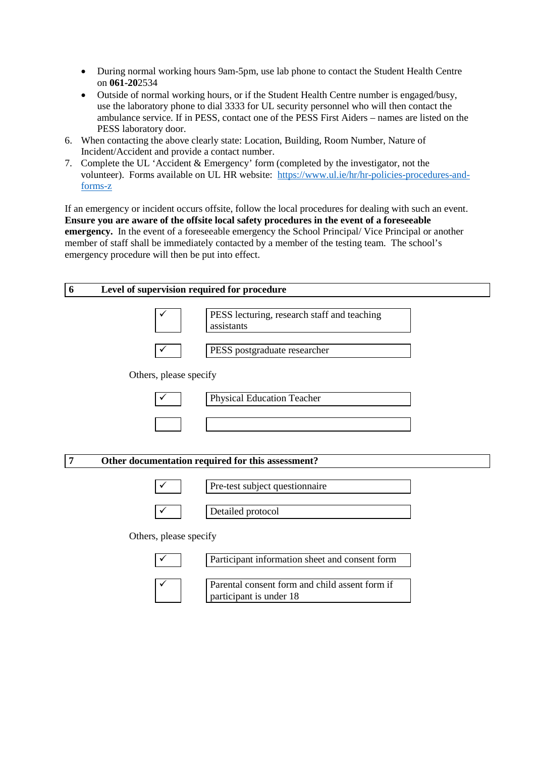- During normal working hours 9am-5pm, use lab phone to contact the Student Health Centre on **061-20**2534
- Outside of normal working hours, or if the Student Health Centre number is engaged/busy, use the laboratory phone to dial 3333 for UL security personnel who will then contact the ambulance service. If in PESS, contact one of the PESS First Aiders – names are listed on the PESS laboratory door.

6. When contacting the above clearly state: Location, Building, Room Number, Nature of Incident/Accident and provide a contact number.
7. Complete the UL 'Accident & Emergency' form (completed by the investigator, not the volunteer). Forms available on UL HR website: [https://www.ul.ie/hr/hr-policies-procedures-and-forms-z](https://www.ul.ie/hr/hr-policies-procedures-and-forms-z)

If an emergency or incident occurs offsite, follow the local procedures for dealing with such an event. **Ensure you are aware of the offsite local safety procedures in the event of a foreseeable emergency.** In the event of a foreseeable emergency the School Principal/ Vice Principal or another member of staff shall be immediately contacted by a member of the testing team. The school's emergency procedure will then be put into effect.

## 6 Level of supervision required for procedure

| | |
|---|---|
| ✓ | PESS lecturing, research staff and teaching assistants |
| ✓ | PESS postgraduate researcher |

Others, please specify

| | |
|---|---|
| ✓ | Physical Education Teacher |
| | |

## 7 Other documentation required for this assessment?

| | |
|---|---|
| ✓ | Pre-test subject questionnaire |
| ✓ | Detailed protocol |

Others, please specify

| | |
|---|---|
| ✓ | Participant information sheet and consent form |
| ✓ | Parental consent form and child assent form if participant is under 18 |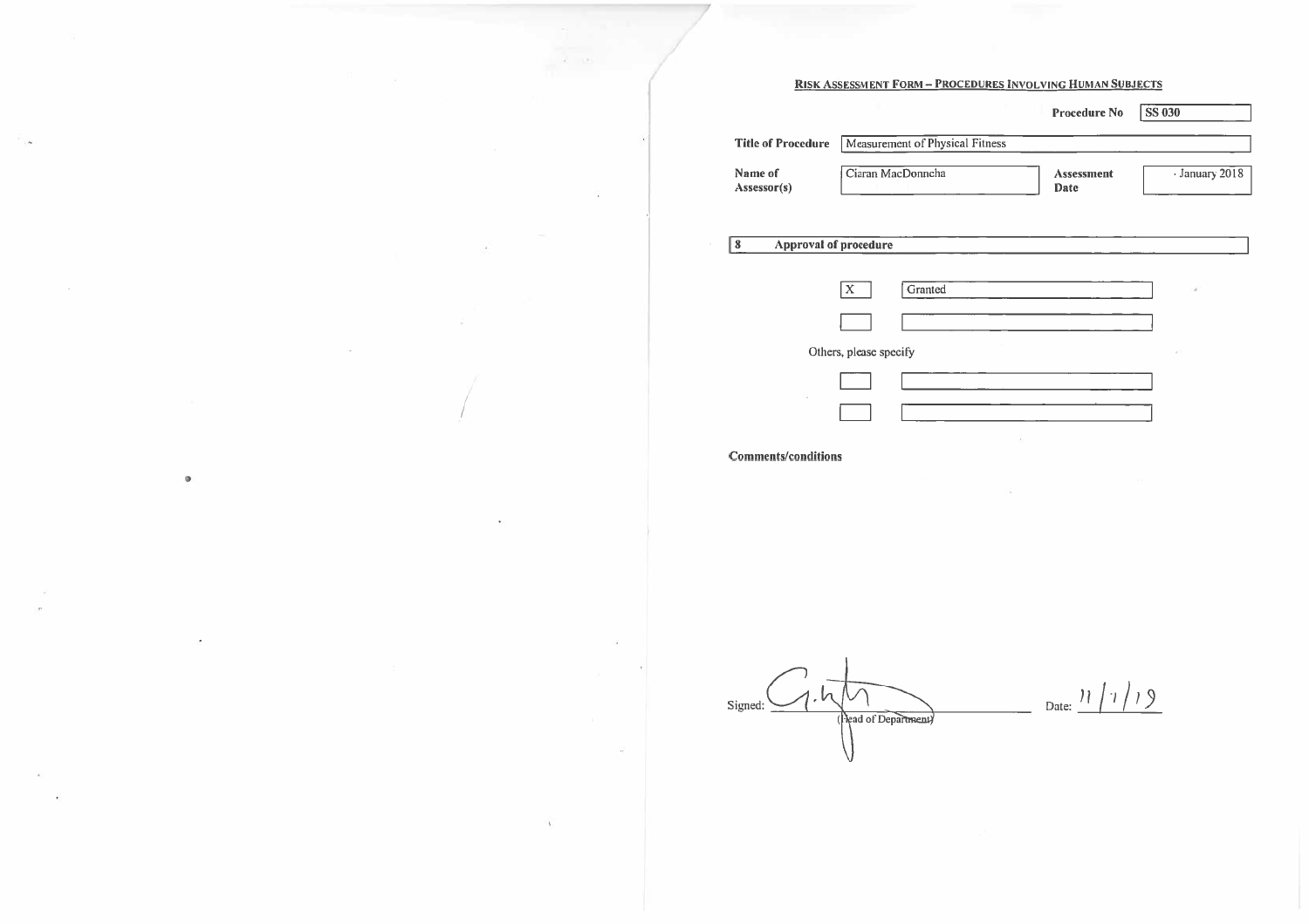## RISK ASSESSMENT FORM – PROCEDURES INVOLVING HUMAN SUBJECTS

| | | | |
|---|---|---|---|
| | | **Procedure No** | SS 030 |
| **Title of Procedure** | Measurement of Physical Fitness | | |
| **Name of Assessor(s)** | Ciaran MacDonncha | **Assessment Date** | · January 2018 |

**8 Approval of procedure**

| | |
|---|---|
| X | Granted |
| | |

Others, please specify

| | |
|---|---|
| | |
| | |

**Comments/conditions**

Signed: ______________ (Head of Department) Date: 11/1/19